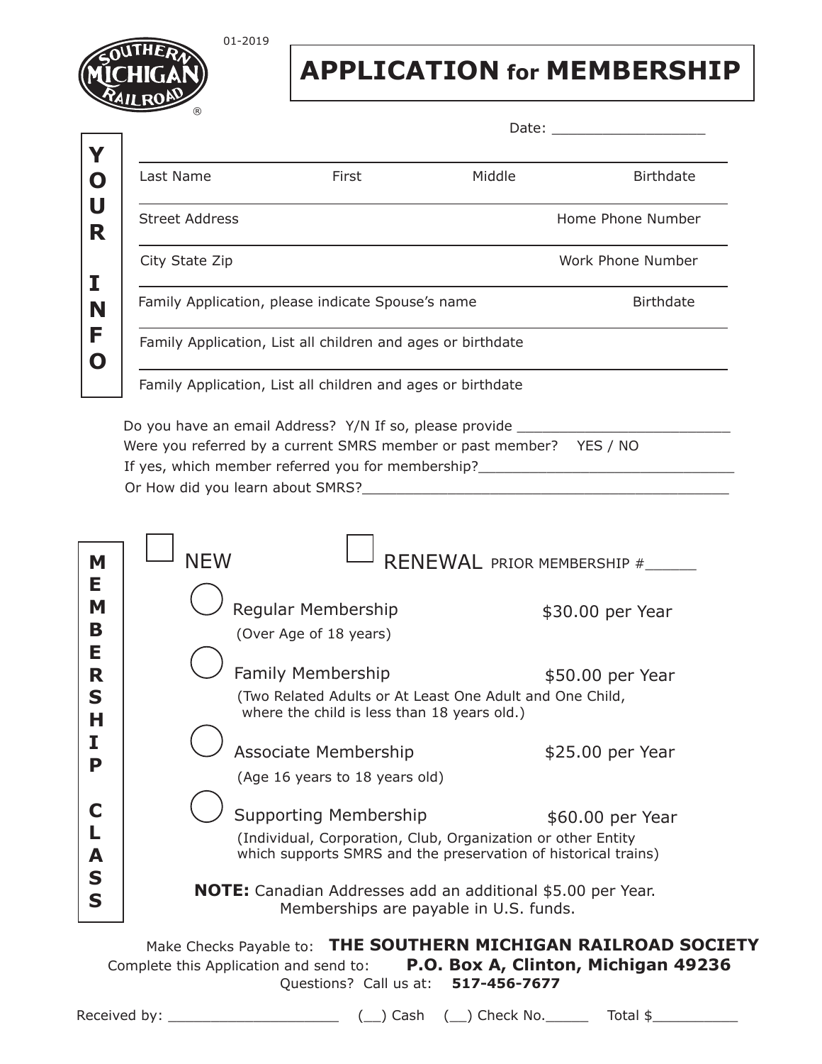01-2019

SOUTHERN MICHIGAN RAILROAD ®

# APPLICATION for MEMBERSHIP

Date: __________________

**YOUR INFO**

Last Name First Middle Birthdate

Street Address Home Phone Number

City State Zip Work Phone Number

Family Application, please indicate Spouse's name Birthdate

Family Application, List all children and ages or birthdate

Family Application, List all children and ages or birthdate

Do you have an email Address? Y/N If so, please provide __________________________

Were you referred by a current SMRS member or past member? YES / NO

If yes, which member referred you for membership?_______________________________

Or How did you learn about SMRS?____________________________________________

**MEMBERSHIP CLASS**

☐ NEW ☐ RENEWAL PRIOR MEMBERSHIP #______

◯ Regular Membership $30.00 per Year
(Over Age of 18 years)

◯ Family Membership $50.00 per Year
(Two Related Adults or At Least One Adult and One Child, where the child is less than 18 years old.)

◯ Associate Membership $25.00 per Year
(Age 16 years to 18 years old)

◯ Supporting Membership $60.00 per Year
(Individual, Corporation, Club, Organization or other Entity which supports SMRS and the preservation of historical trains)

**NOTE:** Canadian Addresses add an additional $5.00 per Year. Memberships are payable in U.S. funds.

Make Checks Payable to: **THE SOUTHERN MICHIGAN RAILROAD SOCIETY**

Complete this Application and send to: **P.O. Box A, Clinton, Michigan 49236**

Questions? Call us at: **517-456-7677**

Received by: ____________________ (__) Cash (__) Check No._____ Total $__________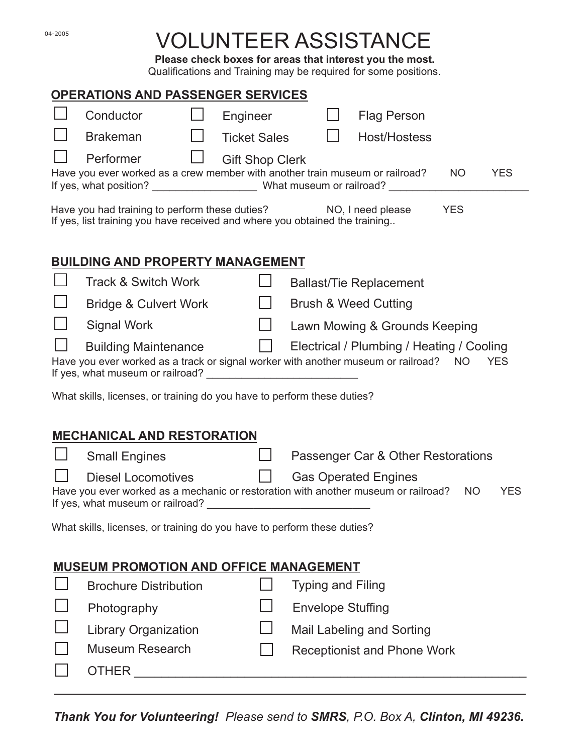04-2005

# VOLUNTEER ASSISTANCE

**Please check boxes for areas that interest you the most.**
Qualifications and Training may be required for some positions.

## OPERATIONS AND PASSENGER SERVICES

- ☐ Conductor
- ☐ Engineer
- ☐ Flag Person
- ☐ Brakeman
- ☐ Ticket Sales
- ☐ Host/Hostess
- ☐ Performer
- ☐ Gift Shop Clerk

Have you ever worked as a crew member with another train museum or railroad? NO YES
If yes, what position? __________________ What museum or railroad? ________________________

Have you had training to perform these duties? NO, I need please YES
If yes, list training you have received and where you obtained the training..

## BUILDING AND PROPERTY MANAGEMENT

- ☐ Track & Switch Work
- ☐ Ballast/Tie Replacement
- ☐ Bridge & Culvert Work
- ☐ Brush & Weed Cutting
- ☐ Signal Work
- ☐ Lawn Mowing & Grounds Keeping
- ☐ Building Maintenance
- ☐ Electrical / Plumbing / Heating / Cooling

Have you ever worked as a track or signal worker with another museum or railroad? NO YES
If yes, what museum or railroad? __________________________

What skills, licenses, or training do you have to perform these duties?

## MECHANICAL AND RESTORATION

- ☐ Small Engines
- ☐ Passenger Car & Other Restorations
- ☐ Diesel Locomotives
- ☐ Gas Operated Engines

Have you ever worked as a mechanic or restoration with another museum or railroad? NO YES
If yes, what museum or railroad? ___________________________

What skills, licenses, or training do you have to perform these duties?

## MUSEUM PROMOTION AND OFFICE MANAGEMENT

- ☐ Brochure Distribution
- ☐ Typing and Filing
- ☐ Photography
- ☐ Envelope Stuffing
- ☐ Library Organization
- ☐ Mail Labeling and Sorting
- ☐ Museum Research
- ☐ Receptionist and Phone Work
- ☐ OTHER ___________________________________________________________

***Thank You for Volunteering!** Please send to **SMRS**, P.O. Box A, **Clinton, MI 49236.***